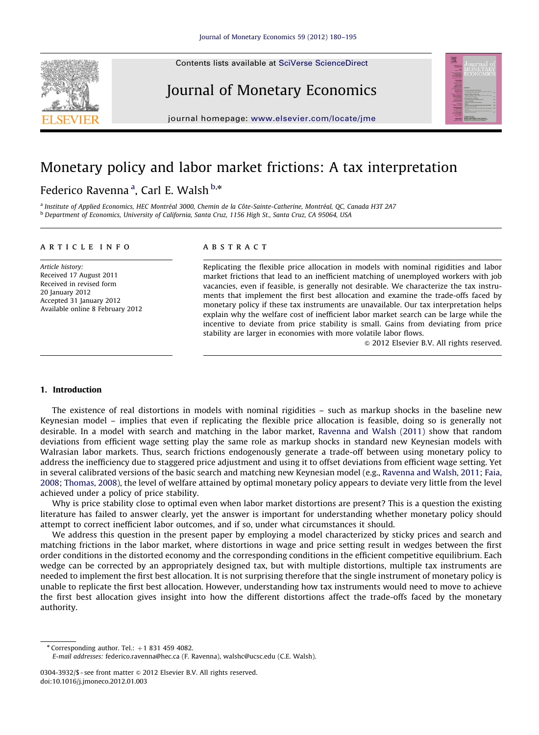# Monetary policy and labor market frictions: A tax interpretation

Federico Ravenna [a], Carl E. Walsh [b,*]

[a] Institute of Applied Economics, HEC Montréal 3000, Chemin de la Côte-Sainte-Catherine, Montréal, QC, Canada H3T 2A7
[b] Department of Economics, University of California, Santa Cruz, 1156 High St., Santa Cruz, CA 95064, USA

**ARTICLE INFO**

*Article history:*
Received 17 August 2011
Received in revised form
20 January 2012
Accepted 31 January 2012
Available online 8 February 2012

**ABSTRACT**

Replicating the flexible price allocation in models with nominal rigidities and labor market frictions that lead to an inefficient matching of unemployed workers with job vacancies, even if feasible, is generally not desirable. We characterize the tax instruments that implement the first best allocation and examine the trade-offs faced by monetary policy if these tax instruments are unavailable. Our tax interpretation helps explain why the welfare cost of inefficient labor market search can be large while the incentive to deviate from price stability is small. Gains from deviating from price stability are larger in economies with more volatile labor flows.

© 2012 Elsevier B.V. All rights reserved.

## 1. Introduction

The existence of real distortions in models with nominal rigidities – such as markup shocks in the baseline new Keynesian model – implies that even if replicating the flexible price allocation is feasible, doing so is generally not desirable. In a model with search and matching in the labor market, Ravenna and Walsh (2011) show that random deviations from efficient wage setting play the same role as markup shocks in standard new Keynesian models with Walrasian labor markets. Thus, search frictions endogenously generate a trade-off between using monetary policy to address the inefficiency due to staggered price adjustment and using it to offset deviations from efficient wage setting. Yet in several calibrated versions of the basic search and matching new Keynesian model (e.g., Ravenna and Walsh, 2011; Faia, 2008; Thomas, 2008), the level of welfare attained by optimal monetary policy appears to deviate very little from the level achieved under a policy of price stability.

Why is price stability close to optimal even when labor market distortions are present? This is a question the existing literature has failed to answer clearly, yet the answer is important for understanding whether monetary policy should attempt to correct inefficient labor outcomes, and if so, under what circumstances it should.

We address this question in the present paper by employing a model characterized by sticky prices and search and matching frictions in the labor market, where distortions in wage and price setting result in wedges between the first order conditions in the distorted economy and the corresponding conditions in the efficient competitive equilibrium. Each wedge can be corrected by an appropriately designed tax, but with multiple distortions, multiple tax instruments are needed to implement the first best allocation. It is not surprising therefore that the single instrument of monetary policy is unable to replicate the first best allocation. However, understanding how tax instruments would need to move to achieve the first best allocation gives insight into how the different distortions affect the trade-offs faced by the monetary authority.

* Corresponding author. Tel.: +1 831 459 4082.
E-mail addresses: federico.ravenna@hec.ca (F. Ravenna), walshc@ucsc.edu (C.E. Walsh).

0304-3932/$ - see front matter © 2012 Elsevier B.V. All rights reserved.
doi:10.1016/j.jmoneco.2012.01.003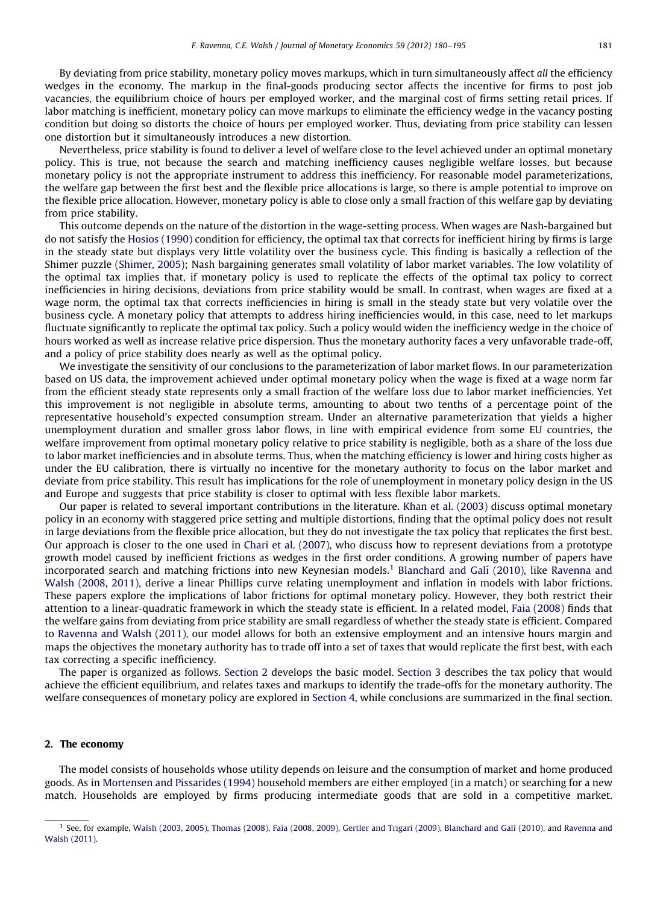By deviating from price stability, monetary policy moves markups, which in turn simultaneously affect *all* the efficiency wedges in the economy. The markup in the final-goods producing sector affects the incentive for firms to post job vacancies, the equilibrium choice of hours per employed worker, and the marginal cost of firms setting retail prices. If labor matching is inefficient, monetary policy can move markups to eliminate the efficiency wedge in the vacancy posting condition but doing so distorts the choice of hours per employed worker. Thus, deviating from price stability can lessen one distortion but it simultaneously introduces a new distortion.

Nevertheless, price stability is found to deliver a level of welfare close to the level achieved under an optimal monetary policy. This is true, not because the search and matching inefficiency causes negligible welfare losses, but because monetary policy is not the appropriate instrument to address this inefficiency. For reasonable model parameterizations, the welfare gap between the first best and the flexible price allocations is large, so there is ample potential to improve on the flexible price allocation. However, monetary policy is able to close only a small fraction of this welfare gap by deviating from price stability.

This outcome depends on the nature of the distortion in the wage-setting process. When wages are Nash-bargained but do not satisfy the Hosios (1990) condition for efficiency, the optimal tax that corrects for inefficient hiring by firms is large in the steady state but displays very little volatility over the business cycle. This finding is basically a reflection of the Shimer puzzle (Shimer, 2005); Nash bargaining generates small volatility of labor market variables. The low volatility of the optimal tax implies that, if monetary policy is used to replicate the effects of the optimal tax policy to correct inefficiencies in hiring decisions, deviations from price stability would be small. In contrast, when wages are fixed at a wage norm, the optimal tax that corrects inefficiencies in hiring is small in the steady state but very volatile over the business cycle. A monetary policy that attempts to address hiring inefficiencies would, in this case, need to let markups fluctuate significantly to replicate the optimal tax policy. Such a policy would widen the inefficiency wedge in the choice of hours worked as well as increase relative price dispersion. Thus the monetary authority faces a very unfavorable trade-off, and a policy of price stability does nearly as well as the optimal policy.

We investigate the sensitivity of our conclusions to the parameterization of labor market flows. In our parameterization based on US data, the improvement achieved under optimal monetary policy when the wage is fixed at a wage norm far from the efficient steady state represents only a small fraction of the welfare loss due to labor market inefficiencies. Yet this improvement is not negligible in absolute terms, amounting to about two tenths of a percentage point of the representative household's expected consumption stream. Under an alternative parameterization that yields a higher unemployment duration and smaller gross labor flows, in line with empirical evidence from some EU countries, the welfare improvement from optimal monetary policy relative to price stability is negligible, both as a share of the loss due to labor market inefficiencies and in absolute terms. Thus, when the matching efficiency is lower and hiring costs higher as under the EU calibration, there is virtually no incentive for the monetary authority to focus on the labor market and deviate from price stability. This result has implications for the role of unemployment in monetary policy design in the US and Europe and suggests that price stability is closer to optimal with less flexible labor markets.

Our paper is related to several important contributions in the literature. Khan et al. (2003) discuss optimal monetary policy in an economy with staggered price setting and multiple distortions, finding that the optimal policy does not result in large deviations from the flexible price allocation, but they do not investigate the tax policy that replicates the first best. Our approach is closer to the one used in Chari et al. (2007), who discuss how to represent deviations from a prototype growth model caused by inefficient frictions as wedges in the first order conditions. A growing number of papers have incorporated search and matching frictions into new Keynesian models.[1] Blanchard and Galí (2010), like Ravenna and Walsh (2008, 2011), derive a linear Phillips curve relating unemployment and inflation in models with labor frictions. These papers explore the implications of labor frictions for optimal monetary policy. However, they both restrict their attention to a linear-quadratic framework in which the steady state is efficient. In a related model, Faia (2008) finds that the welfare gains from deviating from price stability are small regardless of whether the steady state is efficient. Compared to Ravenna and Walsh (2011), our model allows for both an extensive employment and an intensive hours margin and maps the objectives the monetary authority has to trade off into a set of taxes that would replicate the first best, with each tax correcting a specific inefficiency.

The paper is organized as follows. Section 2 develops the basic model. Section 3 describes the tax policy that would achieve the efficient equilibrium, and relates taxes and markups to identify the trade-offs for the monetary authority. The welfare consequences of monetary policy are explored in Section 4, while conclusions are summarized in the final section.

## 2. The economy

The model consists of households whose utility depends on leisure and the consumption of market and home produced goods. As in Mortensen and Pissarides (1994) household members are either employed (in a match) or searching for a new match. Households are employed by firms producing intermediate goods that are sold in a competitive market.

[1] See, for example, Walsh (2003, 2005), Thomas (2008), Faia (2008, 2009), Gertler and Trigari (2009), Blanchard and Galí (2010), and Ravenna and Walsh (2011).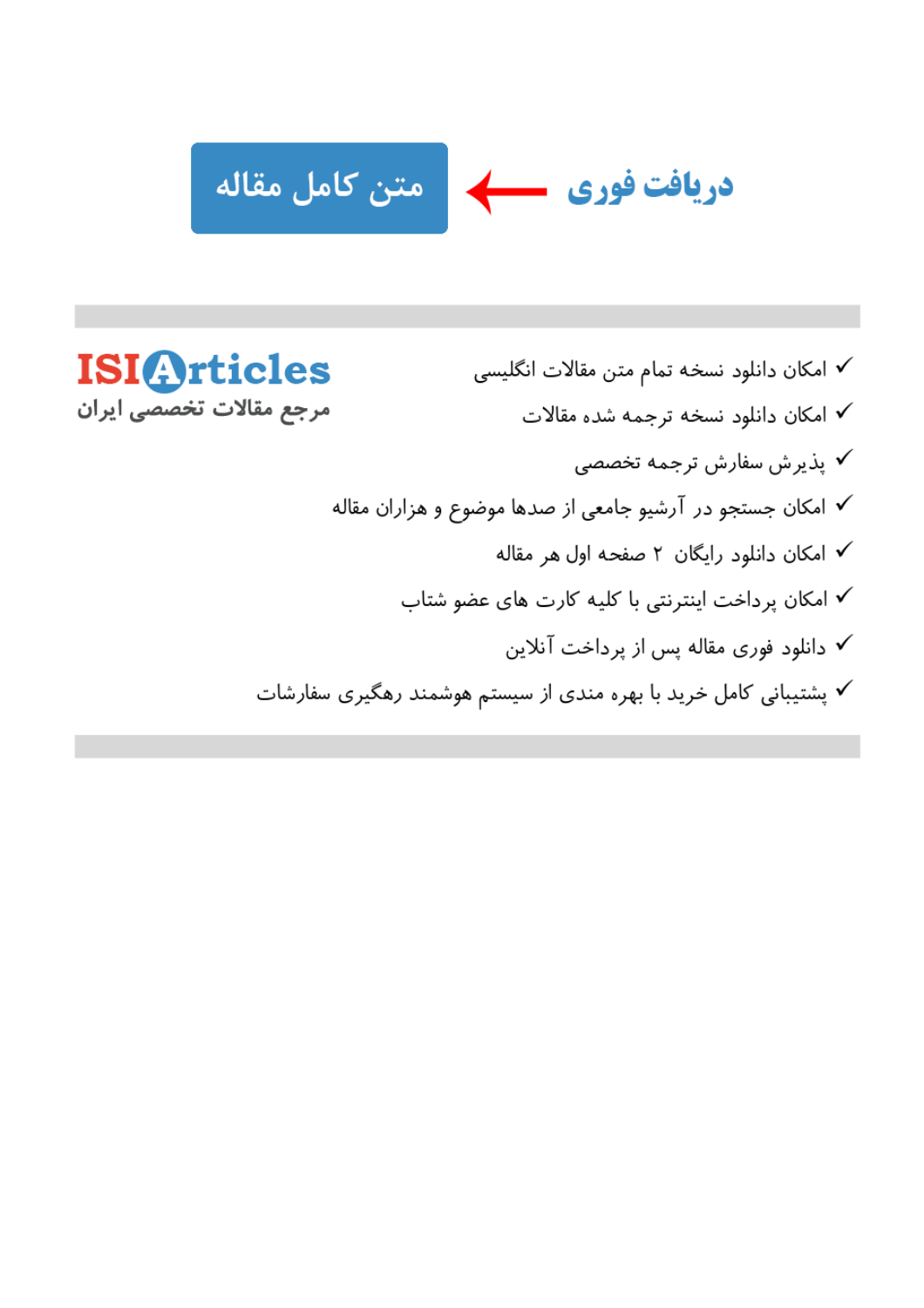دریافت فوری ← متن کامل مقاله

**ISIArticles**
مرجع مقالات تخصصی ایران

- ✓ امکان دانلود نسخه تمام متن مقالات انگلیسی
- ✓ امکان دانلود نسخه ترجمه شده مقالات
- ✓ پذیرش سفارش ترجمه تخصصی
- ✓ امکان جستجو در آرشیو جامعی از صدها موضوع و هزاران مقاله
- ✓ امکان دانلود رایگان ۲ صفحه اول هر مقاله
- ✓ امکان پرداخت اینترنتی با کلیه کارت های عضو شتاب
- ✓ دانلود فوری مقاله پس از پرداخت آنلاین
- ✓ پشتیبانی کامل خرید با بهره مندی از سیستم هوشمند رهگیری سفارشات